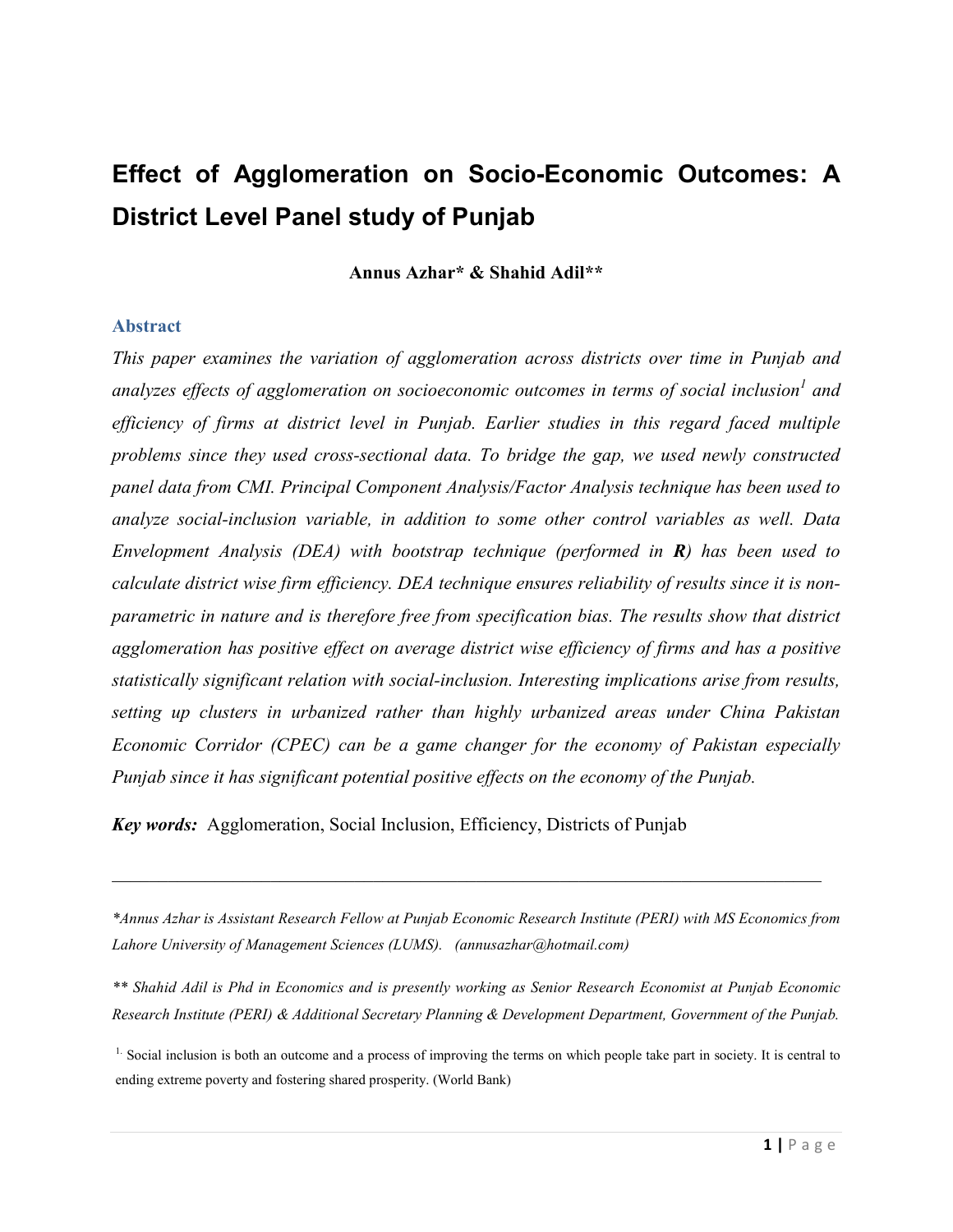# Effect of Agglomeration on Socio-Economic Outcomes: A District Level Panel study of Punjab

**Annus Azhar\* & Shahid Adil\*\***

## Abstract

*This paper examines the variation of agglomeration across districts over time in Punjab and analyzes effects of agglomeration on socioeconomic outcomes in terms of social inclusion[1] and efficiency of firms at district level in Punjab. Earlier studies in this regard faced multiple problems since they used cross-sectional data. To bridge the gap, we used newly constructed panel data from CMI. Principal Component Analysis/Factor Analysis technique has been used to analyze social-inclusion variable, in addition to some other control variables as well. Data Envelopment Analysis (DEA) with bootstrap technique (performed in **R**) has been used to calculate district wise firm efficiency. DEA technique ensures reliability of results since it is non-parametric in nature and is therefore free from specification bias. The results show that district agglomeration has positive effect on average district wise efficiency of firms and has a positive statistically significant relation with social-inclusion. Interesting implications arise from results, setting up clusters in urbanized rather than highly urbanized areas under China Pakistan Economic Corridor (CPEC) can be a game changer for the economy of Pakistan especially Punjab since it has significant potential positive effects on the economy of the Punjab.*

***Key words:*** Agglomeration, Social Inclusion, Efficiency, Districts of Punjab

---

*\*Annus Azhar is Assistant Research Fellow at Punjab Economic Research Institute (PERI) with MS Economics from Lahore University of Management Sciences (LUMS). (annusazhar@hotmail.com)*

*\*\* Shahid Adil is Phd in Economics and is presently working as Senior Research Economist at Punjab Economic Research Institute (PERI) & Additional Secretary Planning & Development Department, Government of the Punjab.*

[1] Social inclusion is both an outcome and a process of improving the terms on which people take part in society. It is central to ending extreme poverty and fostering shared prosperity. (World Bank)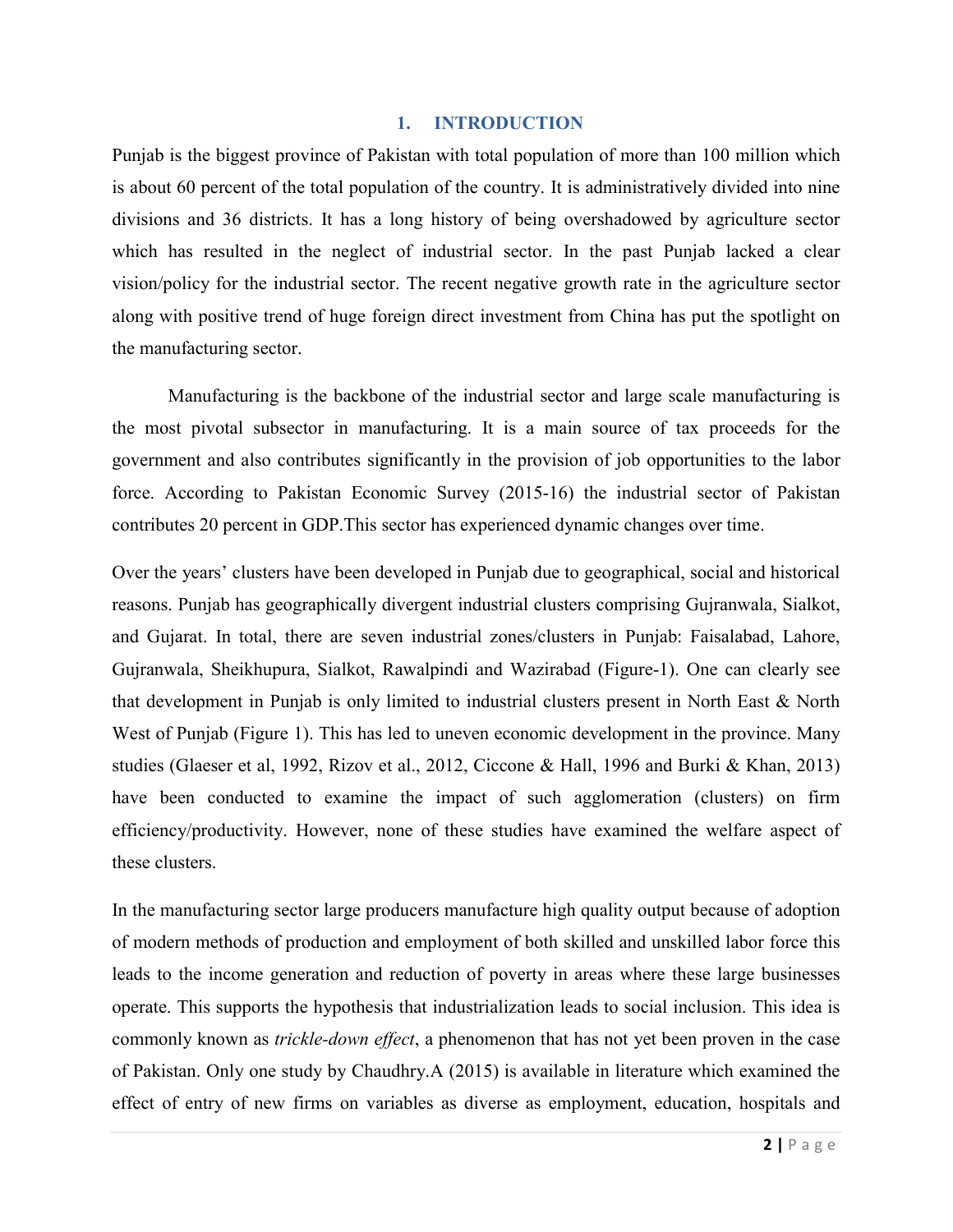## 1. INTRODUCTION

Punjab is the biggest province of Pakistan with total population of more than 100 million which is about 60 percent of the total population of the country. It is administratively divided into nine divisions and 36 districts. It has a long history of being overshadowed by agriculture sector which has resulted in the neglect of industrial sector. In the past Punjab lacked a clear vision/policy for the industrial sector. The recent negative growth rate in the agriculture sector along with positive trend of huge foreign direct investment from China has put the spotlight on the manufacturing sector.

Manufacturing is the backbone of the industrial sector and large scale manufacturing is the most pivotal subsector in manufacturing. It is a main source of tax proceeds for the government and also contributes significantly in the provision of job opportunities to the labor force. According to Pakistan Economic Survey (2015-16) the industrial sector of Pakistan contributes 20 percent in GDP.This sector has experienced dynamic changes over time.

Over the years' clusters have been developed in Punjab due to geographical, social and historical reasons. Punjab has geographically divergent industrial clusters comprising Gujranwala, Sialkot, and Gujarat. In total, there are seven industrial zones/clusters in Punjab: Faisalabad, Lahore, Gujranwala, Sheikhupura, Sialkot, Rawalpindi and Wazirabad (Figure-1). One can clearly see that development in Punjab is only limited to industrial clusters present in North East & North West of Punjab (Figure 1). This has led to uneven economic development in the province. Many studies (Glaeser et al, 1992, Rizov et al., 2012, Ciccone & Hall, 1996 and Burki & Khan, 2013) have been conducted to examine the impact of such agglomeration (clusters) on firm efficiency/productivity. However, none of these studies have examined the welfare aspect of these clusters.

In the manufacturing sector large producers manufacture high quality output because of adoption of modern methods of production and employment of both skilled and unskilled labor force this leads to the income generation and reduction of poverty in areas where these large businesses operate. This supports the hypothesis that industrialization leads to social inclusion. This idea is commonly known as *trickle-down effect*, a phenomenon that has not yet been proven in the case of Pakistan. Only one study by Chaudhry.A (2015) is available in literature which examined the effect of entry of new firms on variables as diverse as employment, education, hospitals and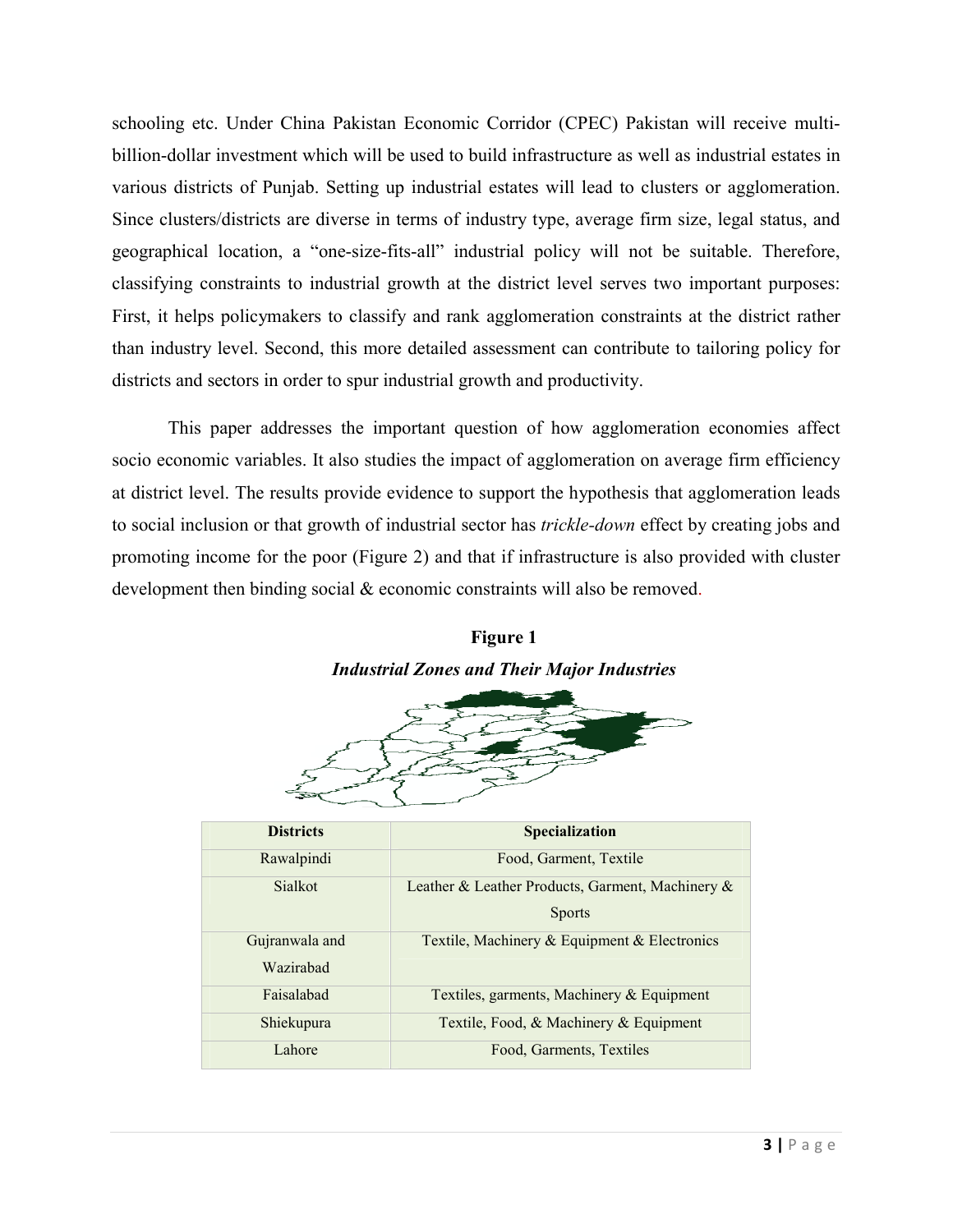schooling etc. Under China Pakistan Economic Corridor (CPEC) Pakistan will receive multi-billion-dollar investment which will be used to build infrastructure as well as industrial estates in various districts of Punjab. Setting up industrial estates will lead to clusters or agglomeration. Since clusters/districts are diverse in terms of industry type, average firm size, legal status, and geographical location, a "one-size-fits-all" industrial policy will not be suitable. Therefore, classifying constraints to industrial growth at the district level serves two important purposes: First, it helps policymakers to classify and rank agglomeration constraints at the district rather than industry level. Second, this more detailed assessment can contribute to tailoring policy for districts and sectors in order to spur industrial growth and productivity.

This paper addresses the important question of how agglomeration economies affect socio economic variables. It also studies the impact of agglomeration on average firm efficiency at district level. The results provide evidence to support the hypothesis that agglomeration leads to social inclusion or that growth of industrial sector has *trickle-down* effect by creating jobs and promoting income for the poor (Figure 2) and that if infrastructure is also provided with cluster development then binding social & economic constraints will also be removed.

**Figure 1**

***Industrial Zones and Their Major Industries***

| Districts | Specialization |
|---|---|
| Rawalpindi | Food, Garment, Textile |
| Sialkot | Leather & Leather Products, Garment, Machinery & Sports |
| Gujranwala and Wazirabad | Textile, Machinery & Equipment & Electronics |
| Faisalabad | Textiles, garments, Machinery & Equipment |
| Shiekupura | Textile, Food, & Machinery & Equipment |
| Lahore | Food, Garments, Textiles |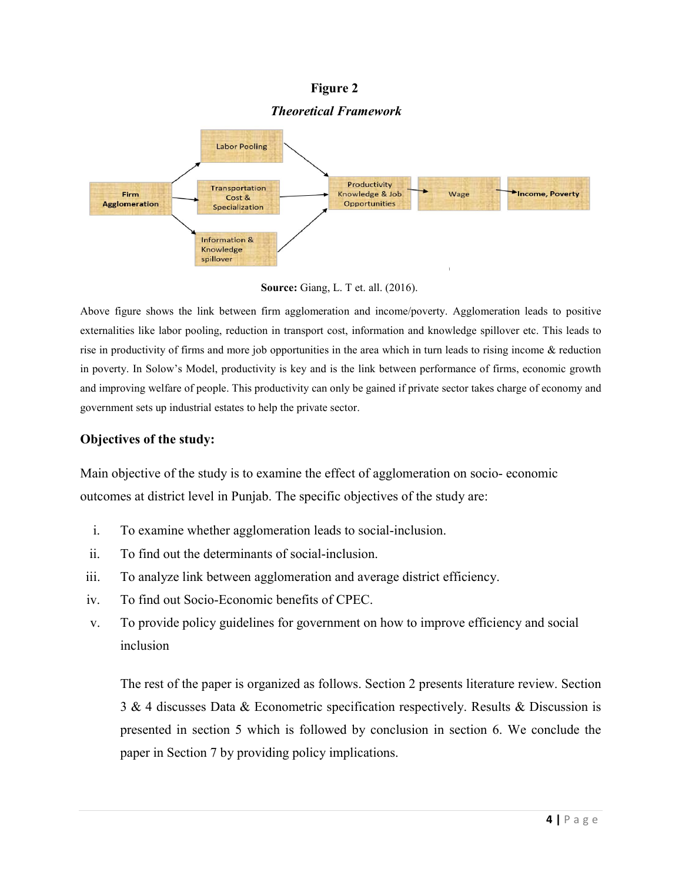**Figure 2**

***Theoretical Framework***

**Source:** Giang, L. T et. all. (2016).

Above figure shows the link between firm agglomeration and income/poverty. Agglomeration leads to positive externalities like labor pooling, reduction in transport cost, information and knowledge spillover etc. This leads to rise in productivity of firms and more job opportunities in the area which in turn leads to rising income & reduction in poverty. In Solow's Model, productivity is key and is the link between performance of firms, economic growth and improving welfare of people. This productivity can only be gained if private sector takes charge of economy and government sets up industrial estates to help the private sector.

### Objectives of the study:

Main objective of the study is to examine the effect of agglomeration on socio- economic outcomes at district level in Punjab. The specific objectives of the study are:

i. To examine whether agglomeration leads to social-inclusion.
ii. To find out the determinants of social-inclusion.
iii. To analyze link between agglomeration and average district efficiency.
iv. To find out Socio-Economic benefits of CPEC.
v. To provide policy guidelines for government on how to improve efficiency and social inclusion

The rest of the paper is organized as follows. Section 2 presents literature review. Section 3 & 4 discusses Data & Econometric specification respectively. Results & Discussion is presented in section 5 which is followed by conclusion in section 6. We conclude the paper in Section 7 by providing policy implications.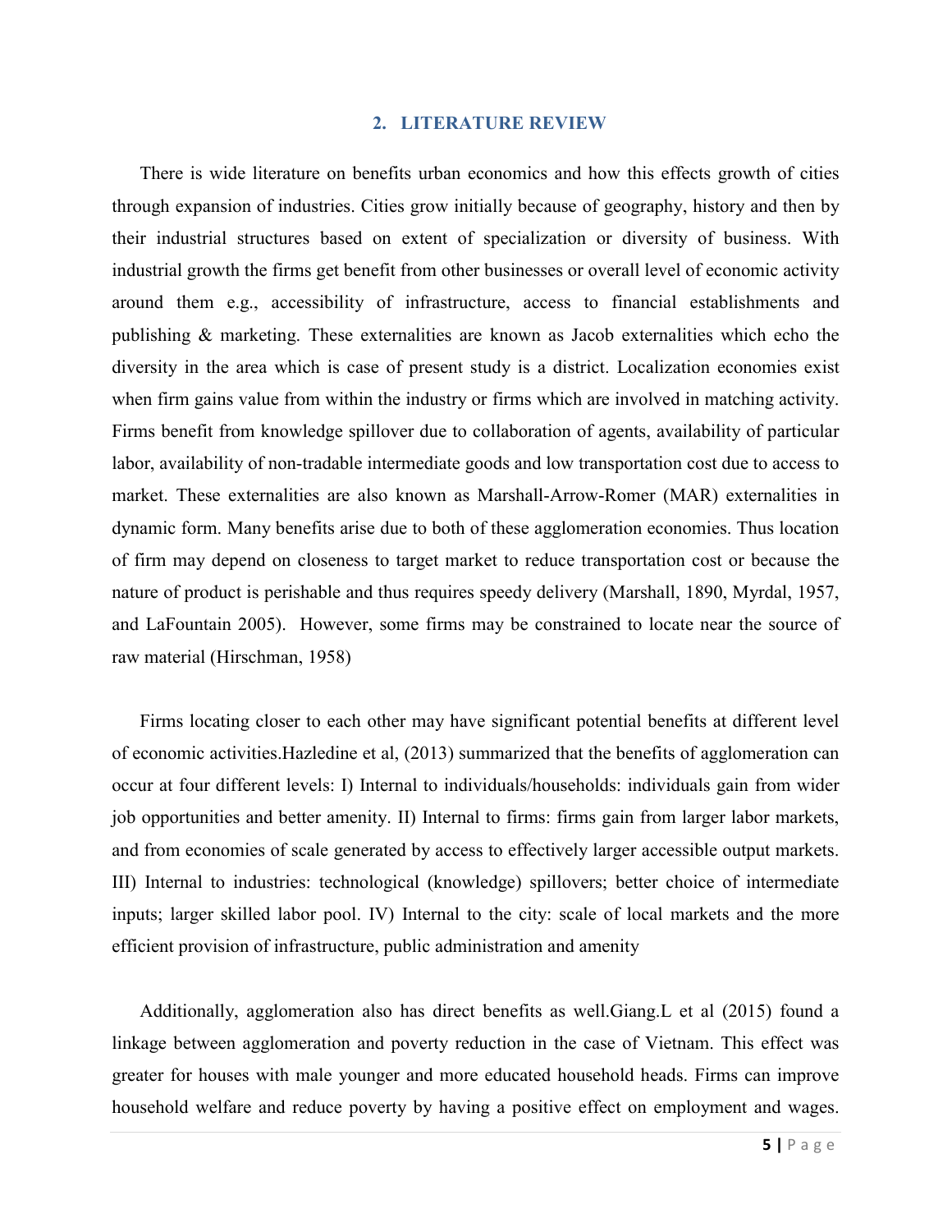## 2. LITERATURE REVIEW

There is wide literature on benefits urban economics and how this effects growth of cities through expansion of industries. Cities grow initially because of geography, history and then by their industrial structures based on extent of specialization or diversity of business. With industrial growth the firms get benefit from other businesses or overall level of economic activity around them e.g., accessibility of infrastructure, access to financial establishments and publishing & marketing. These externalities are known as Jacob externalities which echo the diversity in the area which is case of present study is a district. Localization economies exist when firm gains value from within the industry or firms which are involved in matching activity. Firms benefit from knowledge spillover due to collaboration of agents, availability of particular labor, availability of non-tradable intermediate goods and low transportation cost due to access to market. These externalities are also known as Marshall-Arrow-Romer (MAR) externalities in dynamic form. Many benefits arise due to both of these agglomeration economies. Thus location of firm may depend on closeness to target market to reduce transportation cost or because the nature of product is perishable and thus requires speedy delivery (Marshall, 1890, Myrdal, 1957, and LaFountain 2005). However, some firms may be constrained to locate near the source of raw material (Hirschman, 1958)

Firms locating closer to each other may have significant potential benefits at different level of economic activities.Hazledine et al, (2013) summarized that the benefits of agglomeration can occur at four different levels: I) Internal to individuals/households: individuals gain from wider job opportunities and better amenity. II) Internal to firms: firms gain from larger labor markets, and from economies of scale generated by access to effectively larger accessible output markets. III) Internal to industries: technological (knowledge) spillovers; better choice of intermediate inputs; larger skilled labor pool. IV) Internal to the city: scale of local markets and the more efficient provision of infrastructure, public administration and amenity

Additionally, agglomeration also has direct benefits as well.Giang.L et al (2015) found a linkage between agglomeration and poverty reduction in the case of Vietnam. This effect was greater for houses with male younger and more educated household heads. Firms can improve household welfare and reduce poverty by having a positive effect on employment and wages.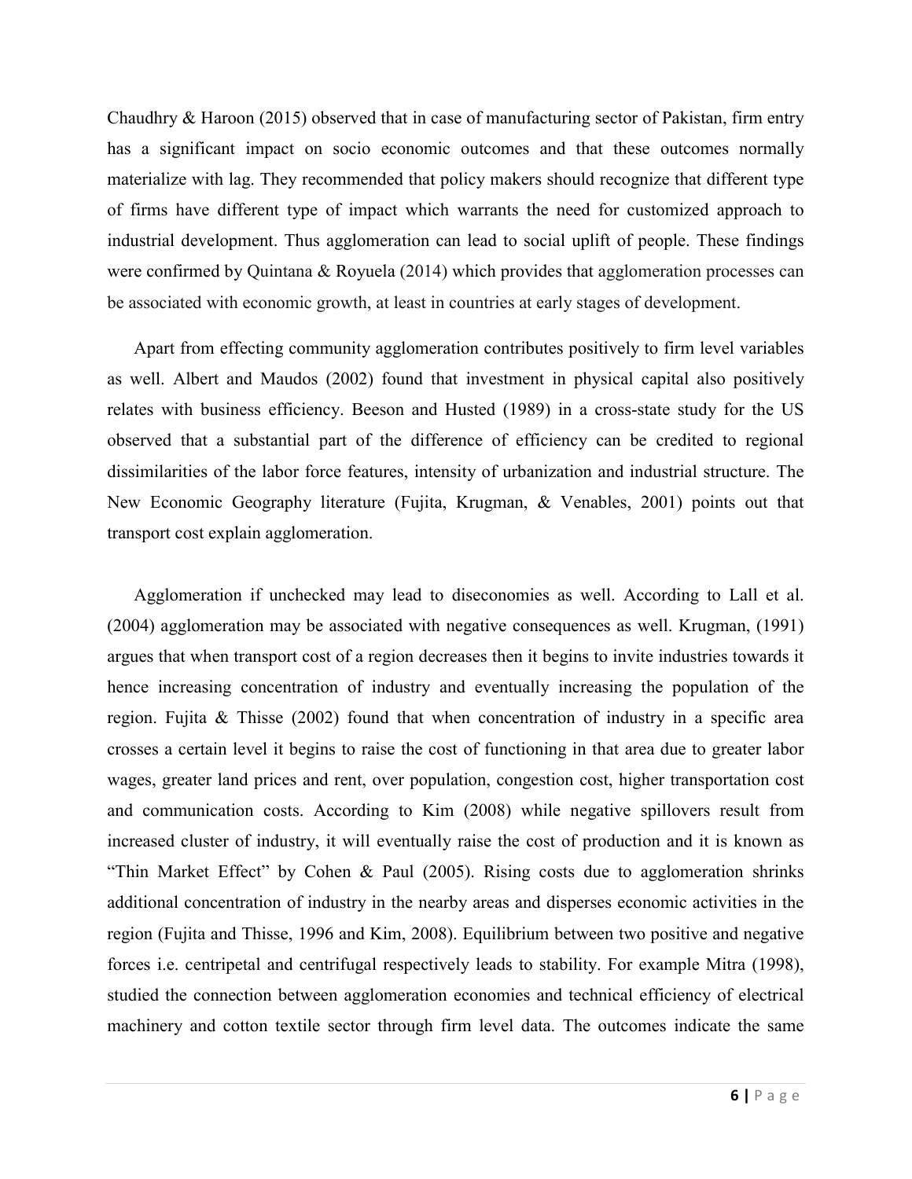Chaudhry & Haroon (2015) observed that in case of manufacturing sector of Pakistan, firm entry has a significant impact on socio economic outcomes and that these outcomes normally materialize with lag. They recommended that policy makers should recognize that different type of firms have different type of impact which warrants the need for customized approach to industrial development. Thus agglomeration can lead to social uplift of people. These findings were confirmed by Quintana & Royuela (2014) which provides that agglomeration processes can be associated with economic growth, at least in countries at early stages of development.

Apart from effecting community agglomeration contributes positively to firm level variables as well. Albert and Maudos (2002) found that investment in physical capital also positively relates with business efficiency. Beeson and Husted (1989) in a cross-state study for the US observed that a substantial part of the difference of efficiency can be credited to regional dissimilarities of the labor force features, intensity of urbanization and industrial structure. The New Economic Geography literature (Fujita, Krugman, & Venables, 2001) points out that transport cost explain agglomeration.

Agglomeration if unchecked may lead to diseconomies as well. According to Lall et al. (2004) agglomeration may be associated with negative consequences as well. Krugman, (1991) argues that when transport cost of a region decreases then it begins to invite industries towards it hence increasing concentration of industry and eventually increasing the population of the region. Fujita & Thisse (2002) found that when concentration of industry in a specific area crosses a certain level it begins to raise the cost of functioning in that area due to greater labor wages, greater land prices and rent, over population, congestion cost, higher transportation cost and communication costs. According to Kim (2008) while negative spillovers result from increased cluster of industry, it will eventually raise the cost of production and it is known as "Thin Market Effect" by Cohen & Paul (2005). Rising costs due to agglomeration shrinks additional concentration of industry in the nearby areas and disperses economic activities in the region (Fujita and Thisse, 1996 and Kim, 2008). Equilibrium between two positive and negative forces i.e. centripetal and centrifugal respectively leads to stability. For example Mitra (1998), studied the connection between agglomeration economies and technical efficiency of electrical machinery and cotton textile sector through firm level data. The outcomes indicate the same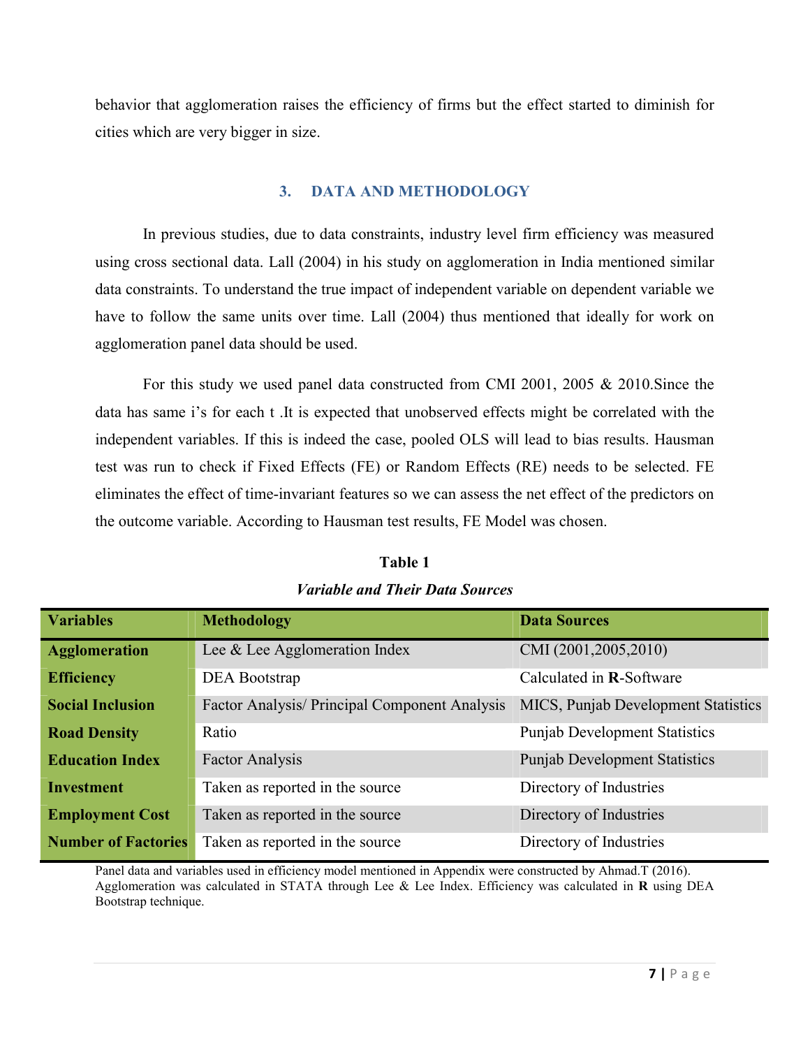behavior that agglomeration raises the efficiency of firms but the effect started to diminish for cities which are very bigger in size.

## 3. DATA AND METHODOLOGY

In previous studies, due to data constraints, industry level firm efficiency was measured using cross sectional data. Lall (2004) in his study on agglomeration in India mentioned similar data constraints. To understand the true impact of independent variable on dependent variable we have to follow the same units over time. Lall (2004) thus mentioned that ideally for work on agglomeration panel data should be used.

For this study we used panel data constructed from CMI 2001, 2005 & 2010.Since the data has same i's for each t .It is expected that unobserved effects might be correlated with the independent variables. If this is indeed the case, pooled OLS will lead to bias results. Hausman test was run to check if Fixed Effects (FE) or Random Effects (RE) needs to be selected. FE eliminates the effect of time-invariant features so we can assess the net effect of the predictors on the outcome variable. According to Hausman test results, FE Model was chosen.

**Table 1**

***Variable and Their Data Sources***

| Variables | Methodology | Data Sources |
|---|---|---|
| **Agglomeration** | Lee & Lee Agglomeration Index | CMI (2001,2005,2010) |
| **Efficiency** | DEA Bootstrap | Calculated in **R**-Software |
| **Social Inclusion** | Factor Analysis/ Principal Component Analysis | MICS, Punjab Development Statistics |
| **Road Density** | Ratio | Punjab Development Statistics |
| **Education Index** | Factor Analysis | Punjab Development Statistics |
| **Investment** | Taken as reported in the source | Directory of Industries |
| **Employment Cost** | Taken as reported in the source | Directory of Industries |
| **Number of Factories** | Taken as reported in the source | Directory of Industries |

Panel data and variables used in efficiency model mentioned in Appendix were constructed by Ahmad.T (2016). Agglomeration was calculated in STATA through Lee & Lee Index. Efficiency was calculated in **R** using DEA Bootstrap technique.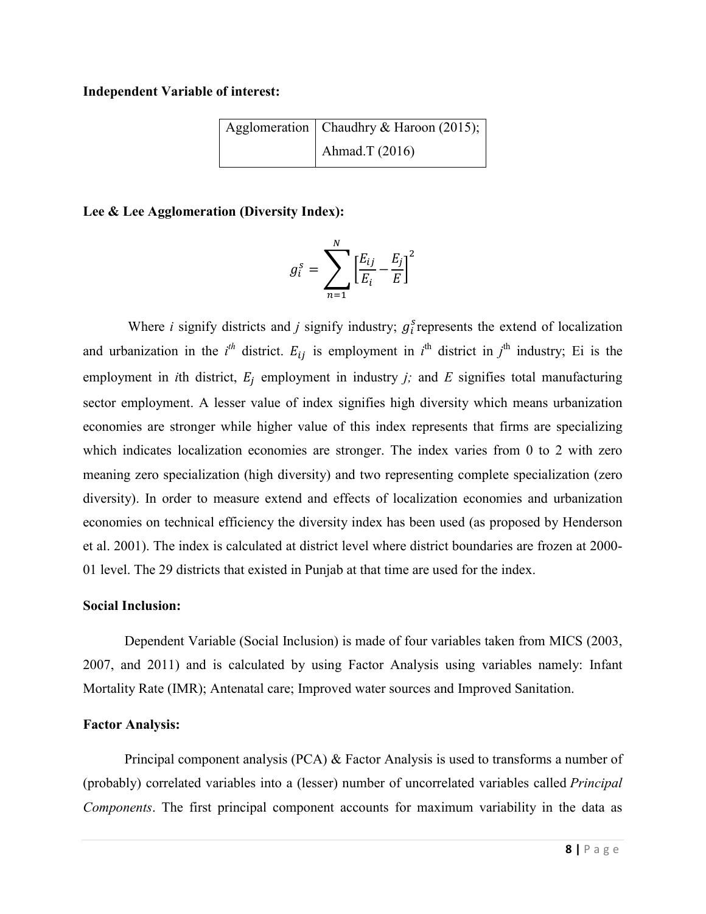**Independent Variable of interest:**

| Agglomeration | Chaudhry & Haroon (2015); Ahmad.T (2016) |
|---|---|

**Lee & Lee Agglomeration (Diversity Index):**

$$g_i^s = \sum_{n=1}^{N} \left[\frac{E_{ij}}{E_i} - \frac{E_j}{E}\right]^2$$

Where *i* signify districts and *j* signify industry; $g_i^s$ represents the extend of localization and urbanization in the $i^{th}$ district. $E_{ij}$ is employment in $i^{th}$ district in $j^{th}$ industry; Ei is the employment in *i*th district, $E_j$ employment in industry *j;* and *E* signifies total manufacturing sector employment. A lesser value of index signifies high diversity which means urbanization economies are stronger while higher value of this index represents that firms are specializing which indicates localization economies are stronger. The index varies from 0 to 2 with zero meaning zero specialization (high diversity) and two representing complete specialization (zero diversity). In order to measure extend and effects of localization economies and urbanization economies on technical efficiency the diversity index has been used (as proposed by Henderson et al. 2001). The index is calculated at district level where district boundaries are frozen at 2000-01 level. The 29 districts that existed in Punjab at that time are used for the index.

**Social Inclusion:**

Dependent Variable (Social Inclusion) is made of four variables taken from MICS (2003, 2007, and 2011) and is calculated by using Factor Analysis using variables namely: Infant Mortality Rate (IMR); Antenatal care; Improved water sources and Improved Sanitation.

**Factor Analysis:**

Principal component analysis (PCA) & Factor Analysis is used to transforms a number of (probably) correlated variables into a (lesser) number of uncorrelated variables called *Principal Components*. The first principal component accounts for maximum variability in the data as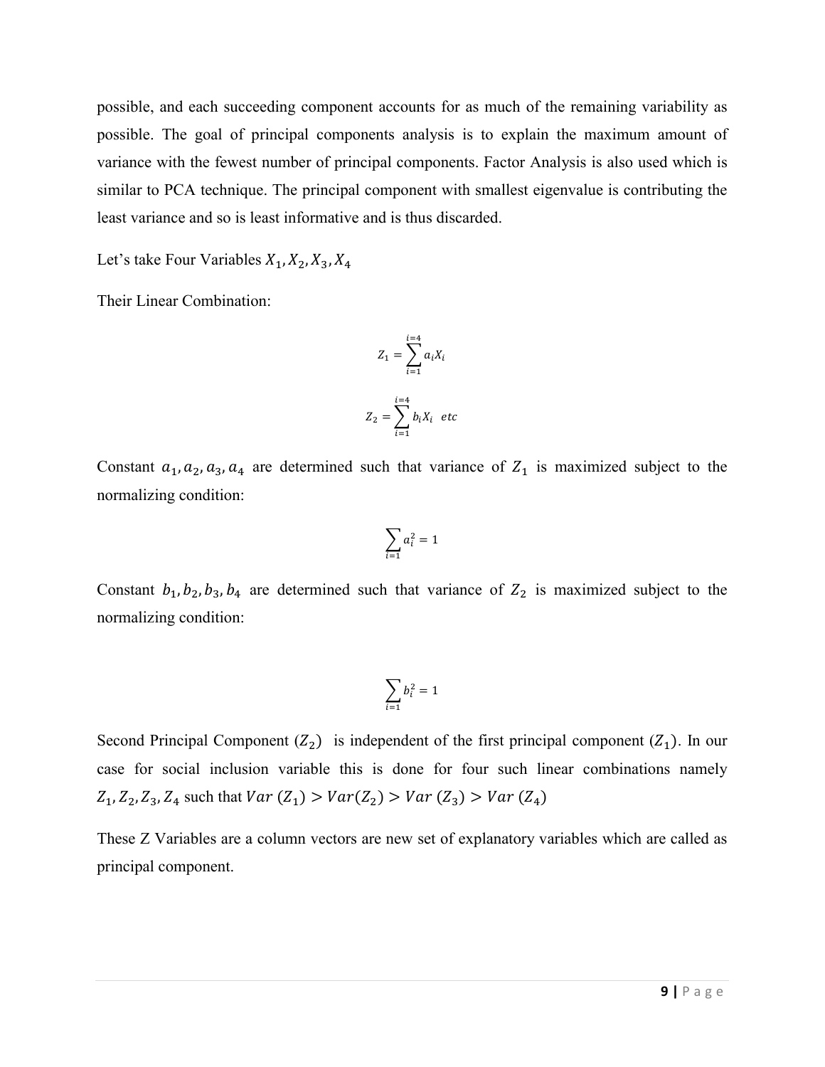possible, and each succeeding component accounts for as much of the remaining variability as possible. The goal of principal components analysis is to explain the maximum amount of variance with the fewest number of principal components. Factor Analysis is also used which is similar to PCA technique. The principal component with smallest eigenvalue is contributing the least variance and so is least informative and is thus discarded.

Let's take Four Variables $X_1, X_2, X_3, X_4$

Their Linear Combination:

$$Z_1 = \sum_{i=1}^{i=4} a_i X_i$$

$$Z_2 = \sum_{i=1}^{i=4} b_i X_i \quad etc$$

Constant $a_1, a_2, a_3, a_4$ are determined such that variance of $Z_1$ is maximized subject to the normalizing condition:

$$\sum_{i=1} a_i^2 = 1$$

Constant $b_1, b_2, b_3, b_4$ are determined such that variance of $Z_2$ is maximized subject to the normalizing condition:

$$\sum_{i=1} b_i^2 = 1$$

Second Principal Component ($Z_2$) is independent of the first principal component ($Z_1$). In our case for social inclusion variable this is done for four such linear combinations namely $Z_1, Z_2, Z_3, Z_4$ such that $Var\ (Z_1) > Var(Z_2) > Var\ (Z_3) > Var\ (Z_4)$

These Z Variables are a column vectors are new set of explanatory variables which are called as principal component.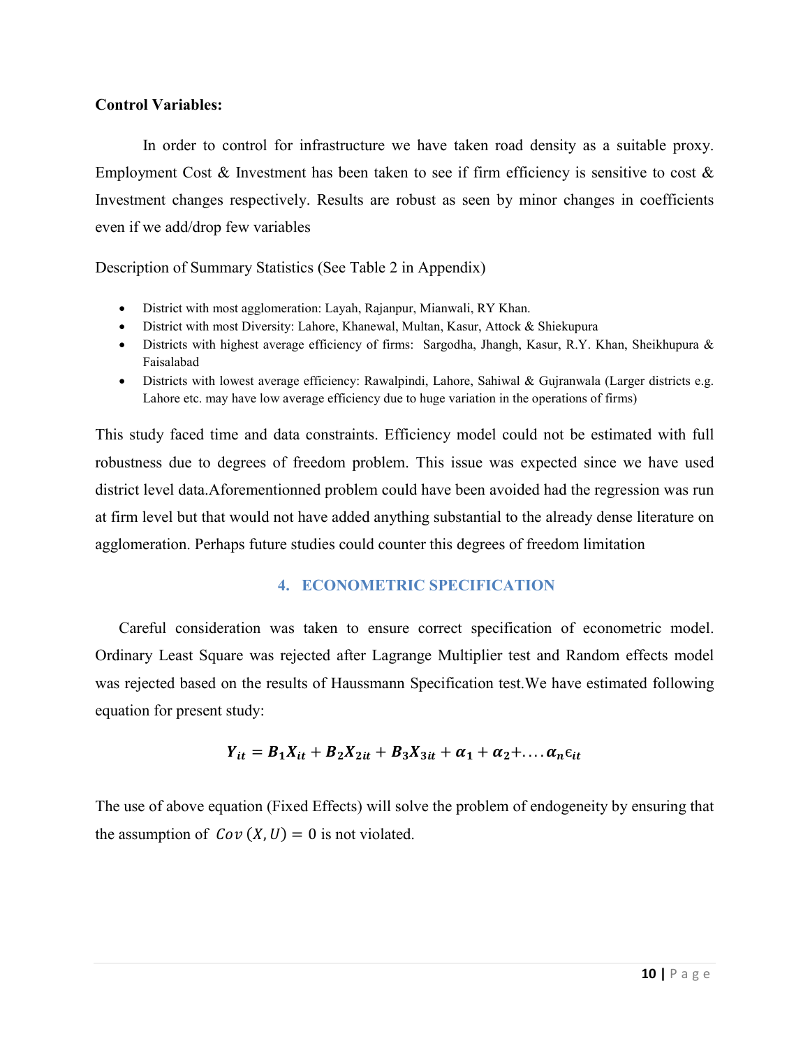**Control Variables:**

In order to control for infrastructure we have taken road density as a suitable proxy. Employment Cost & Investment has been taken to see if firm efficiency is sensitive to cost & Investment changes respectively. Results are robust as seen by minor changes in coefficients even if we add/drop few variables

Description of Summary Statistics (See Table 2 in Appendix)

- District with most agglomeration: Layah, Rajanpur, Mianwali, RY Khan.
- District with most Diversity: Lahore, Khanewal, Multan, Kasur, Attock & Shiekupura
- Districts with highest average efficiency of firms: Sargodha, Jhangh, Kasur, R.Y. Khan, Sheikhupura & Faisalabad
- Districts with lowest average efficiency: Rawalpindi, Lahore, Sahiwal & Gujranwala (Larger districts e.g. Lahore etc. may have low average efficiency due to huge variation in the operations of firms)

This study faced time and data constraints. Efficiency model could not be estimated with full robustness due to degrees of freedom problem. This issue was expected since we have used district level data.Aforementionned problem could have been avoided had the regression was run at firm level but that would not have added anything substantial to the already dense literature on agglomeration. Perhaps future studies could counter this degrees of freedom limitation

## 4. ECONOMETRIC SPECIFICATION

Careful consideration was taken to ensure correct specification of econometric model. Ordinary Least Square was rejected after Lagrange Multiplier test and Random effects model was rejected based on the results of Haussmann Specification test.We have estimated following equation for present study:

$$Y_{it} = B_1 X_{it} + B_2 X_{2it} + B_3 X_{3it} + \alpha_1 + \alpha_2 + \ldots \alpha_n \epsilon_{it}$$

The use of above equation (Fixed Effects) will solve the problem of endogeneity by ensuring that the assumption of $Cov\,(X, U) = 0$ is not violated.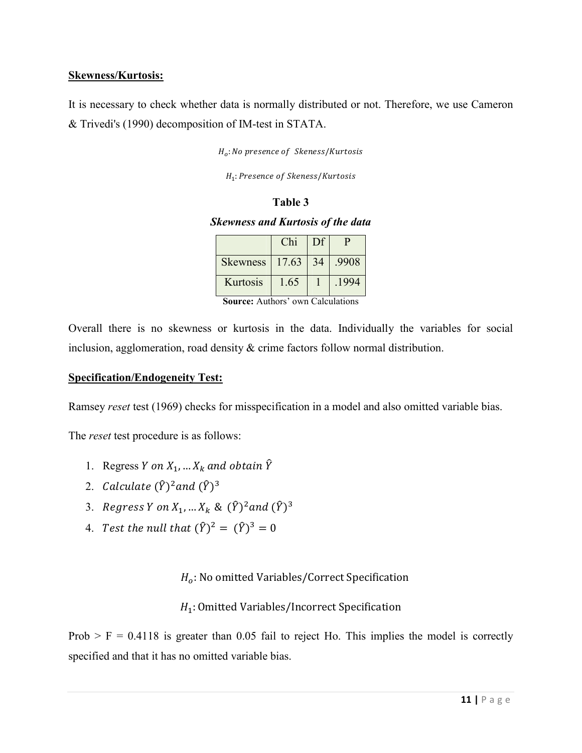**Skewness/Kurtosis:**

It is necessary to check whether data is normally distributed or not. Therefore, we use Cameron & Trivedi's (1990) decomposition of IM-test in STATA.

$$H_o: No\ presence\ of\ \ Skeness/Kurtosis$$

$$H_1: Presence\ of\ Skeness/Kurtosis$$

**Table 3**

***Skewness and Kurtosis of the data***

| | Chi | Df | P |
|---|---|---|---|
| Skewness | 17.63 | 34 | .9908 |
| Kurtosis | 1.65 | 1 | .1994 |

**Source:** Authors' own Calculations

Overall there is no skewness or kurtosis in the data. Individually the variables for social inclusion, agglomeration, road density & crime factors follow normal distribution.

**Specification/Endogeneity Test:**

Ramsey *reset* test (1969) checks for misspecification in a model and also omitted variable bias.

The *reset* test procedure is as follows:

1. Regress $Y\ on\ X_1, \ldots X_k\ and\ obtain\ \hat{Y}$
2. $Calculate\ (\hat{Y})^2 and\ (\hat{Y})^3$
3. $Regress\ Y\ on\ X_1, \ldots X_k\ \&\ (\hat{Y})^2 and\ (\hat{Y})^3$
4. $Test\ the\ null\ that\ (\hat{Y})^2 =\ (\hat{Y})^3 = 0$

$$H_o\text{: No omitted Variables/Correct Specification}$$

$$H_1\text{: Omitted Variables/Incorrect Specification}$$

Prob > F = 0.4118 is greater than 0.05 fail to reject Ho. This implies the model is correctly specified and that it has no omitted variable bias.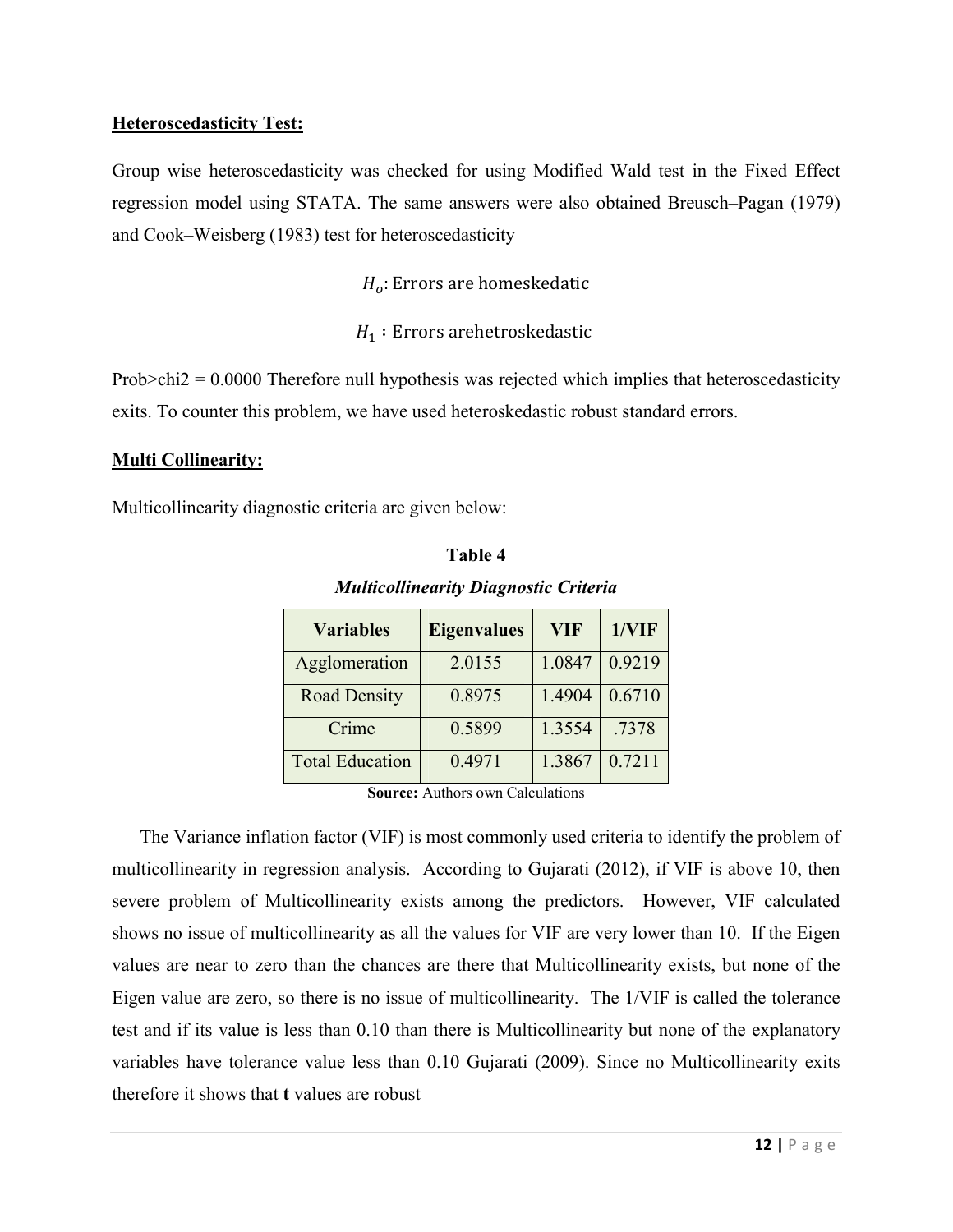**Heteroscedasticity Test:**

Group wise heteroscedasticity was checked for using Modified Wald test in the Fixed Effect regression model using STATA. The same answers were also obtained Breusch–Pagan (1979) and Cook–Weisberg (1983) test for heteroscedasticity

$$H_o\text{: Errors are homeskedatic}$$

$$H_1\text{ : Errors arehetroskedastic}$$

Prob>chi2 = 0.0000 Therefore null hypothesis was rejected which implies that heteroscedasticity exits. To counter this problem, we have used heteroskedastic robust standard errors.

**Multi Collinearity:**

Multicollinearity diagnostic criteria are given below:

**Table 4**

***Multicollinearity Diagnostic Criteria***

| Variables | Eigenvalues | VIF | 1/VIF |
|---|---|---|---|
| Agglomeration | 2.0155 | 1.0847 | 0.9219 |
| Road Density | 0.8975 | 1.4904 | 0.6710 |
| Crime | 0.5899 | 1.3554 | .7378 |
| Total Education | 0.4971 | 1.3867 | 0.7211 |

**Source:** Authors own Calculations

The Variance inflation factor (VIF) is most commonly used criteria to identify the problem of multicollinearity in regression analysis. According to Gujarati (2012), if VIF is above 10, then severe problem of Multicollinearity exists among the predictors. However, VIF calculated shows no issue of multicollinearity as all the values for VIF are very lower than 10. If the Eigen values are near to zero than the chances are there that Multicollinearity exists, but none of the Eigen value are zero, so there is no issue of multicollinearity. The 1/VIF is called the tolerance test and if its value is less than 0.10 than there is Multicollinearity but none of the explanatory variables have tolerance value less than 0.10 Gujarati (2009). Since no Multicollinearity exits therefore it shows that **t** values are robust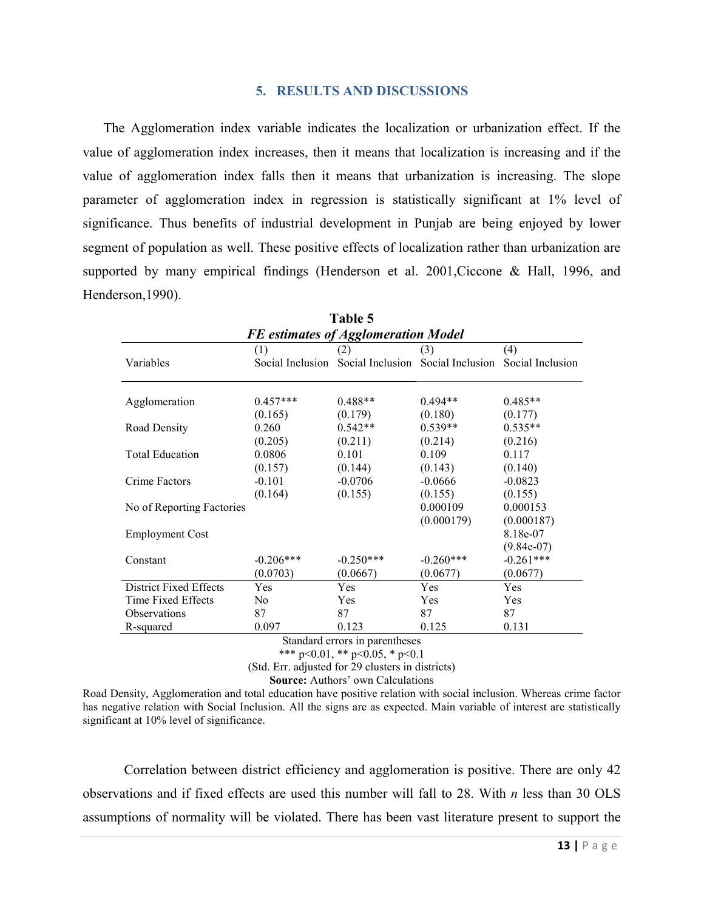## 5. RESULTS AND DISCUSSIONS

The Agglomeration index variable indicates the localization or urbanization effect. If the value of agglomeration index increases, then it means that localization is increasing and if the value of agglomeration index falls then it means that urbanization is increasing. The slope parameter of agglomeration index in regression is statistically significant at 1% level of significance. Thus benefits of industrial development in Punjab are being enjoyed by lower segment of population as well. These positive effects of localization rather than urbanization are supported by many empirical findings (Henderson et al. 2001,Ciccone & Hall, 1996, and Henderson,1990).

**Table 5**

***FE estimates of Agglomeration Model***

| Variables | (1) Social Inclusion | (2) Social Inclusion | (3) Social Inclusion | (4) Social Inclusion |
|---|---|---|---|---|
| Agglomeration | 0.457*** | 0.488** | 0.494** | 0.485** |
| | (0.165) | (0.179) | (0.180) | (0.177) |
| Road Density | 0.260 | 0.542** | 0.539** | 0.535** |
| | (0.205) | (0.211) | (0.214) | (0.216) |
| Total Education | 0.0806 | 0.101 | 0.109 | 0.117 |
| | (0.157) | (0.144) | (0.143) | (0.140) |
| Crime Factors | -0.101 | -0.0706 | -0.0666 | -0.0823 |
| | (0.164) | (0.155) | (0.155) | (0.155) |
| No of Reporting Factories | | | 0.000109 | 0.000153 |
| | | | (0.000179) | (0.000187) |
| Employment Cost | | | | 8.18e-07 |
| | | | | (9.84e-07) |
| Constant | -0.206*** | -0.250*** | -0.260*** | -0.261*** |
| | (0.0703) | (0.0667) | (0.0677) | (0.0677) |
| District Fixed Effects | Yes | Yes | Yes | Yes |
| Time Fixed Effects | No | Yes | Yes | Yes |
| Observations | 87 | 87 | 87 | 87 |
| R-squared | 0.097 | 0.123 | 0.125 | 0.131 |

Standard errors in parentheses

*** p<0.01, ** p<0.05, * p<0.1

(Std. Err. adjusted for 29 clusters in districts)

**Source:** Authors' own Calculations

Road Density, Agglomeration and total education have positive relation with social inclusion. Whereas crime factor has negative relation with Social Inclusion. All the signs are as expected. Main variable of interest are statistically significant at 10% level of significance.

Correlation between district efficiency and agglomeration is positive. There are only 42 observations and if fixed effects are used this number will fall to 28. With *n* less than 30 OLS assumptions of normality will be violated. There has been vast literature present to support the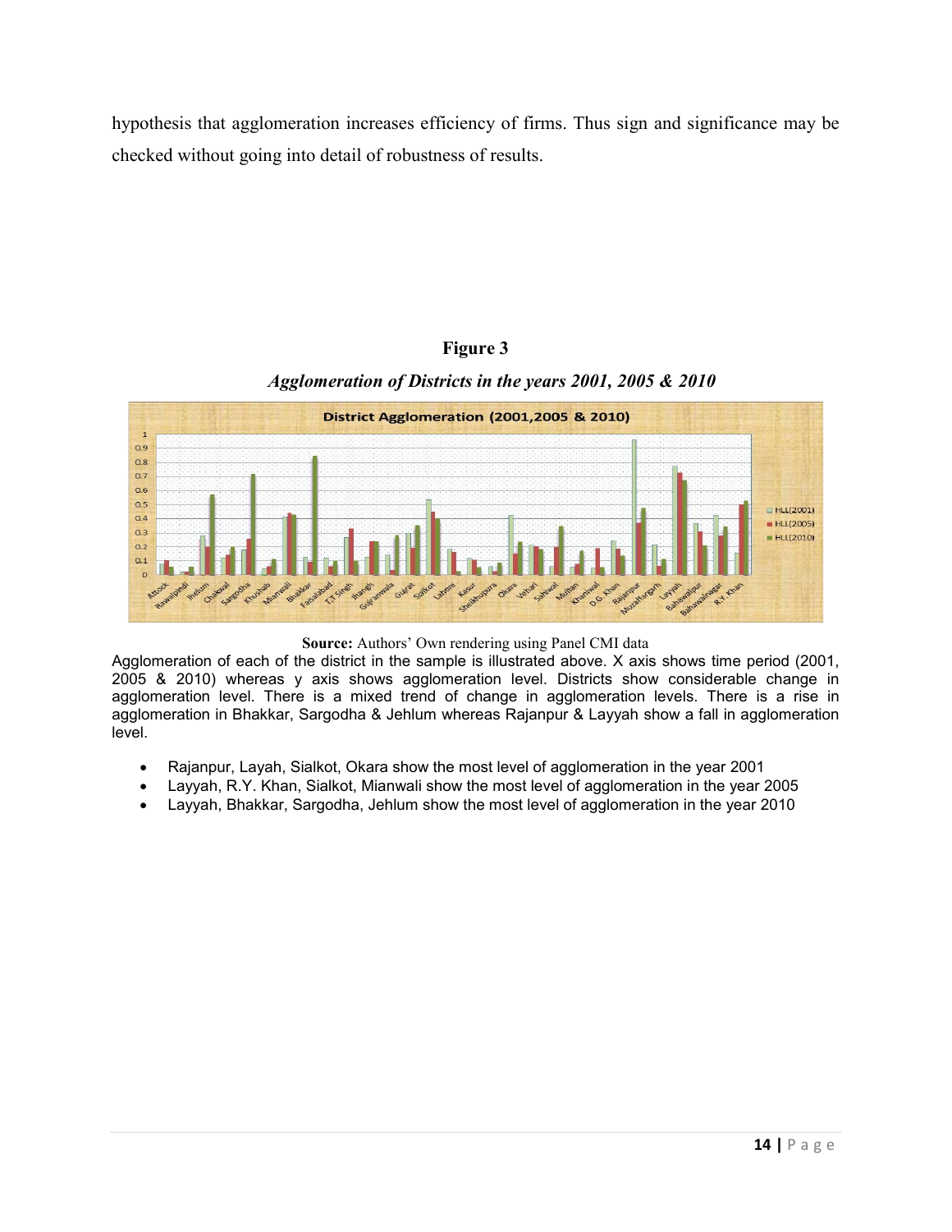hypothesis that agglomeration increases efficiency of firms. Thus sign and significance may be checked without going into detail of robustness of results.

**Figure 3**

***Agglomeration of Districts in the years 2001, 2005 & 2010***

**Source:** Authors' Own rendering using Panel CMI data

Agglomeration of each of the district in the sample is illustrated above. X axis shows time period (2001, 2005 & 2010) whereas y axis shows agglomeration level. Districts show considerable change in agglomeration level. There is a mixed trend of change in agglomeration levels. There is a rise in agglomeration in Bhakkar, Sargodha & Jehlum whereas Rajanpur & Layyah show a fall in agglomeration level.

- Rajanpur, Layah, Sialkot, Okara show the most level of agglomeration in the year 2001
- Layyah, R.Y. Khan, Sialkot, Mianwali show the most level of agglomeration in the year 2005
- Layyah, Bhakkar, Sargodha, Jehlum show the most level of agglomeration in the year 2010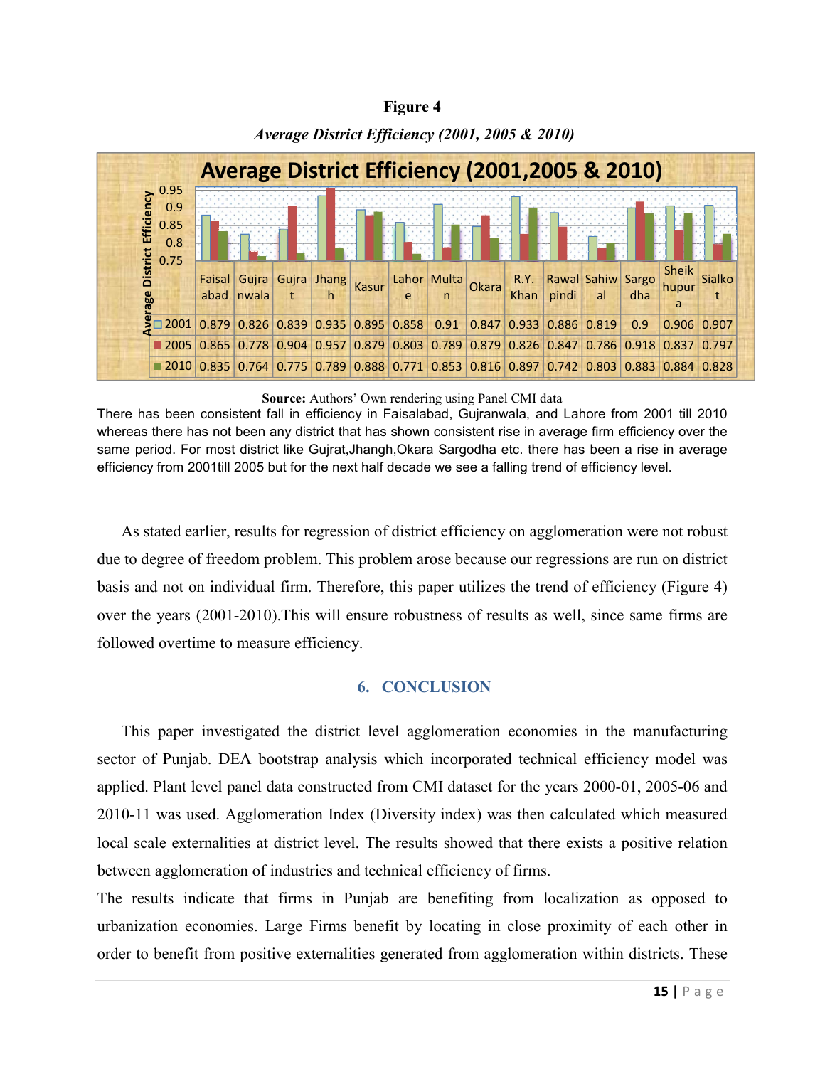**Figure 4**

*Average District Efficiency (2001, 2005 & 2010)*

Average District Efficiency (2001,2005 & 2010)

| | Faisalabad | Gujranwala | Gujrat | Jhangh | Kasur | Lahore | Multan | Okara | R.Y. Khan | Rawalpindi | Sahiwal | Sargodha | Sheikhupura | Sialkot |
|---|---|---|---|---|---|---|---|---|---|---|---|---|---|---|
| 2001 | 0.879 | 0.826 | 0.839 | 0.935 | 0.895 | 0.858 | 0.91 | 0.847 | 0.933 | 0.886 | 0.819 | 0.9 | 0.906 | 0.907 |
| 2005 | 0.865 | 0.778 | 0.904 | 0.957 | 0.879 | 0.803 | 0.789 | 0.879 | 0.826 | 0.847 | 0.786 | 0.918 | 0.837 | 0.797 |
| 2010 | 0.835 | 0.764 | 0.775 | 0.789 | 0.888 | 0.771 | 0.853 | 0.816 | 0.897 | 0.742 | 0.803 | 0.883 | 0.884 | 0.828 |

**Source:** Authors' Own rendering using Panel CMI data

There has been consistent fall in efficiency in Faisalabad, Gujranwala, and Lahore from 2001 till 2010 whereas there has not been any district that has shown consistent rise in average firm efficiency over the same period. For most district like Gujrat,Jhangh,Okara Sargodha etc. there has been a rise in average efficiency from 2001till 2005 but for the next half decade we see a falling trend of efficiency level.

As stated earlier, results for regression of district efficiency on agglomeration were not robust due to degree of freedom problem. This problem arose because our regressions are run on district basis and not on individual firm. Therefore, this paper utilizes the trend of efficiency (Figure 4) over the years (2001-2010).This will ensure robustness of results as well, since same firms are followed overtime to measure efficiency.

## 6. CONCLUSION

This paper investigated the district level agglomeration economies in the manufacturing sector of Punjab. DEA bootstrap analysis which incorporated technical efficiency model was applied. Plant level panel data constructed from CMI dataset for the years 2000-01, 2005-06 and 2010-11 was used. Agglomeration Index (Diversity index) was then calculated which measured local scale externalities at district level. The results showed that there exists a positive relation between agglomeration of industries and technical efficiency of firms.

The results indicate that firms in Punjab are benefiting from localization as opposed to urbanization economies. Large Firms benefit by locating in close proximity of each other in order to benefit from positive externalities generated from agglomeration within districts. These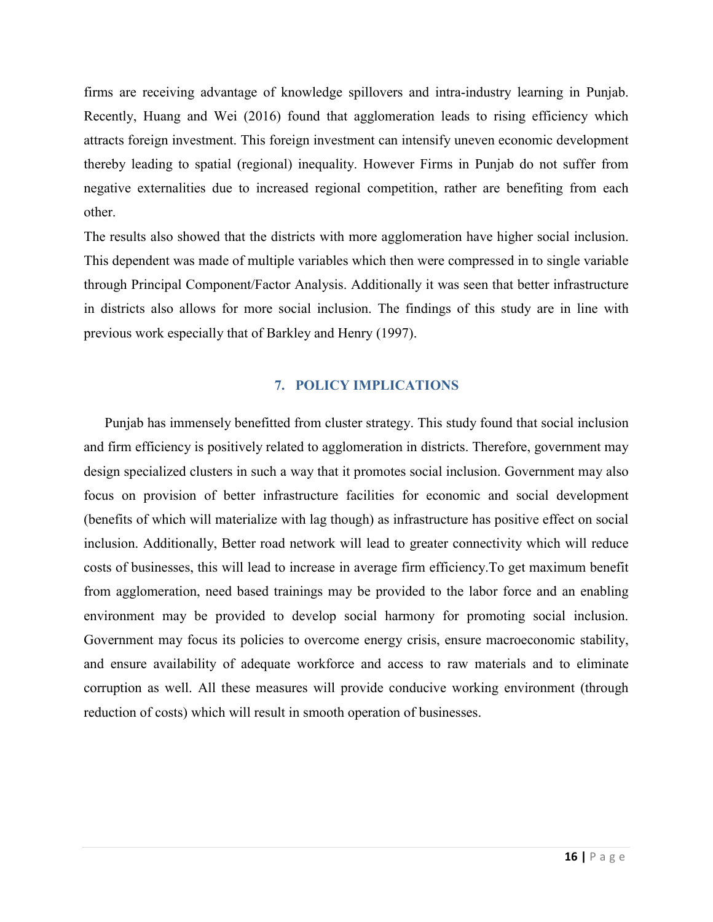firms are receiving advantage of knowledge spillovers and intra-industry learning in Punjab. Recently, Huang and Wei (2016) found that agglomeration leads to rising efficiency which attracts foreign investment. This foreign investment can intensify uneven economic development thereby leading to spatial (regional) inequality. However Firms in Punjab do not suffer from negative externalities due to increased regional competition, rather are benefiting from each other.

The results also showed that the districts with more agglomeration have higher social inclusion. This dependent was made of multiple variables which then were compressed in to single variable through Principal Component/Factor Analysis. Additionally it was seen that better infrastructure in districts also allows for more social inclusion. The findings of this study are in line with previous work especially that of Barkley and Henry (1997).

## 7. POLICY IMPLICATIONS

Punjab has immensely benefitted from cluster strategy. This study found that social inclusion and firm efficiency is positively related to agglomeration in districts. Therefore, government may design specialized clusters in such a way that it promotes social inclusion. Government may also focus on provision of better infrastructure facilities for economic and social development (benefits of which will materialize with lag though) as infrastructure has positive effect on social inclusion. Additionally, Better road network will lead to greater connectivity which will reduce costs of businesses, this will lead to increase in average firm efficiency.To get maximum benefit from agglomeration, need based trainings may be provided to the labor force and an enabling environment may be provided to develop social harmony for promoting social inclusion. Government may focus its policies to overcome energy crisis, ensure macroeconomic stability, and ensure availability of adequate workforce and access to raw materials and to eliminate corruption as well. All these measures will provide conducive working environment (through reduction of costs) which will result in smooth operation of businesses.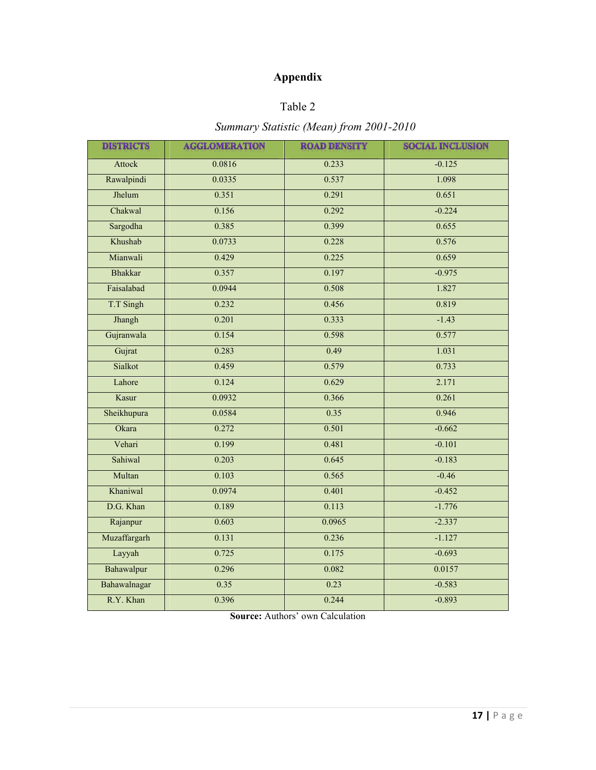# Appendix

Table 2

*Summary Statistic (Mean) from 2001-2010*

| DISTRICTS | AGGLOMERATION | ROAD DENSITY | SOCIAL INCLUSION |
|---|---|---|---|
| Attock | 0.0816 | 0.233 | -0.125 |
| Rawalpindi | 0.0335 | 0.537 | 1.098 |
| Jhelum | 0.351 | 0.291 | 0.651 |
| Chakwal | 0.156 | 0.292 | -0.224 |
| Sargodha | 0.385 | 0.399 | 0.655 |
| Khushab | 0.0733 | 0.228 | 0.576 |
| Mianwali | 0.429 | 0.225 | 0.659 |
| Bhakkar | 0.357 | 0.197 | -0.975 |
| Faisalabad | 0.0944 | 0.508 | 1.827 |
| T.T Singh | 0.232 | 0.456 | 0.819 |
| Jhangh | 0.201 | 0.333 | -1.43 |
| Gujranwala | 0.154 | 0.598 | 0.577 |
| Gujrat | 0.283 | 0.49 | 1.031 |
| Sialkot | 0.459 | 0.579 | 0.733 |
| Lahore | 0.124 | 0.629 | 2.171 |
| Kasur | 0.0932 | 0.366 | 0.261 |
| Sheikhupura | 0.0584 | 0.35 | 0.946 |
| Okara | 0.272 | 0.501 | -0.662 |
| Vehari | 0.199 | 0.481 | -0.101 |
| Sahiwal | 0.203 | 0.645 | -0.183 |
| Multan | 0.103 | 0.565 | -0.46 |
| Khaniwal | 0.0974 | 0.401 | -0.452 |
| D.G. Khan | 0.189 | 0.113 | -1.776 |
| Rajanpur | 0.603 | 0.0965 | -2.337 |
| Muzaffargarh | 0.131 | 0.236 | -1.127 |
| Layyah | 0.725 | 0.175 | -0.693 |
| Bahawalpur | 0.296 | 0.082 | 0.0157 |
| Bahawalnagar | 0.35 | 0.23 | -0.583 |
| R.Y. Khan | 0.396 | 0.244 | -0.893 |

**Source:** Authors' own Calculation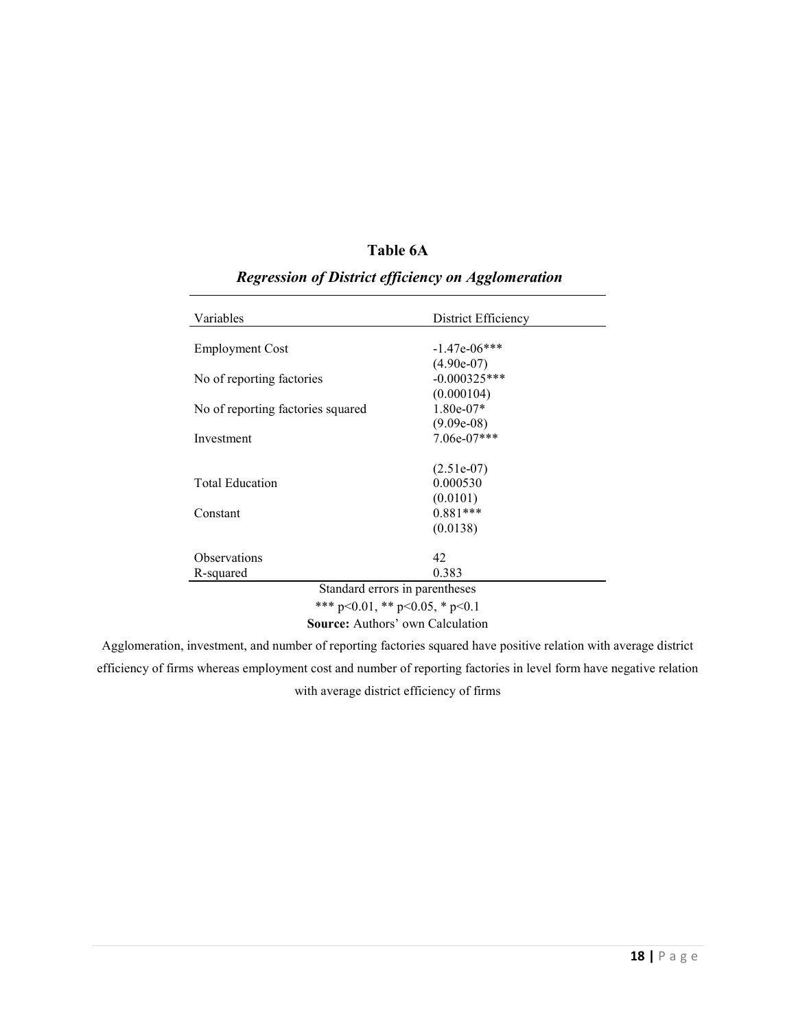**Table 6A**

***Regression of District efficiency on Agglomeration***

| Variables | District Efficiency |
|---|---|
| Employment Cost | -1.47e-06*** |
| | (4.90e-07) |
| No of reporting factories | -0.000325*** |
| | (0.000104) |
| No of reporting factories squared | 1.80e-07* |
| | (9.09e-08) |
| Investment | 7.06e-07*** |
| | (2.51e-07) |
| Total Education | 0.000530 |
| | (0.0101) |
| Constant | 0.881*** |
| | (0.0138) |
| Observations | 42 |
| R-squared | 0.383 |

Standard errors in parentheses

*** $p<0.01$, ** $p<0.05$, * $p<0.1$

**Source:** Authors' own Calculation

Agglomeration, investment, and number of reporting factories squared have positive relation with average district efficiency of firms whereas employment cost and number of reporting factories in level form have negative relation with average district efficiency of firms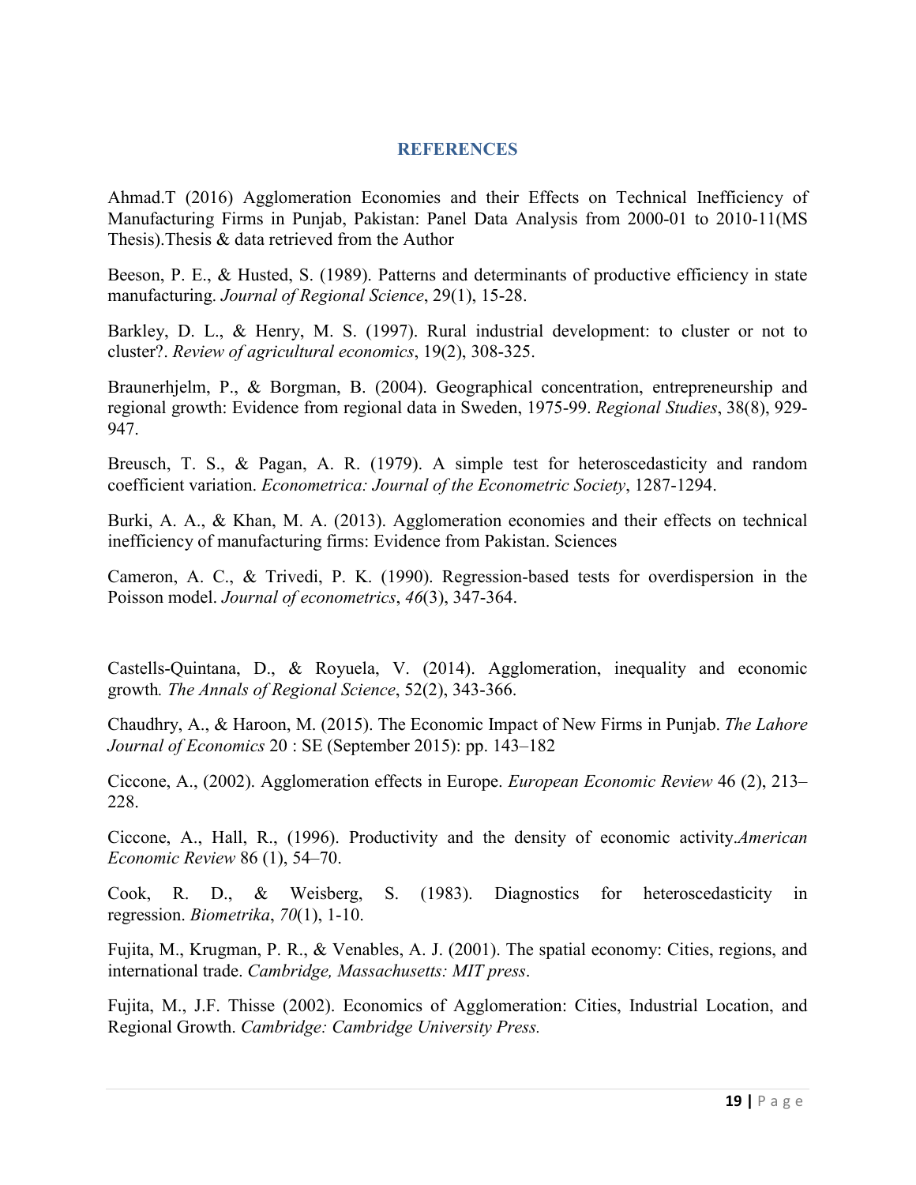## REFERENCES

Ahmad.T (2016) Agglomeration Economies and their Effects on Technical Inefficiency of Manufacturing Firms in Punjab, Pakistan: Panel Data Analysis from 2000-01 to 2010-11(MS Thesis).Thesis & data retrieved from the Author

Beeson, P. E., & Husted, S. (1989). Patterns and determinants of productive efficiency in state manufacturing. *Journal of Regional Science*, 29(1), 15-28.

Barkley, D. L., & Henry, M. S. (1997). Rural industrial development: to cluster or not to cluster?. *Review of agricultural economics*, 19(2), 308-325.

Braunerhjelm, P., & Borgman, B. (2004). Geographical concentration, entrepreneurship and regional growth: Evidence from regional data in Sweden, 1975-99. *Regional Studies*, 38(8), 929-947.

Breusch, T. S., & Pagan, A. R. (1979). A simple test for heteroscedasticity and random coefficient variation. *Econometrica: Journal of the Econometric Society*, 1287-1294.

Burki, A. A., & Khan, M. A. (2013). Agglomeration economies and their effects on technical inefficiency of manufacturing firms: Evidence from Pakistan. Sciences

Cameron, A. C., & Trivedi, P. K. (1990). Regression-based tests for overdispersion in the Poisson model. *Journal of econometrics*, *46*(3), 347-364.

Castells-Quintana, D., & Royuela, V. (2014). Agglomeration, inequality and economic growth*. The Annals of Regional Science*, 52(2), 343-366.

Chaudhry, A., & Haroon, M. (2015). The Economic Impact of New Firms in Punjab. *The Lahore Journal of Economics* 20 : SE (September 2015): pp. 143–182

Ciccone, A., (2002). Agglomeration effects in Europe. *European Economic Review* 46 (2), 213–228.

Ciccone, A., Hall, R., (1996). Productivity and the density of economic activity.*American Economic Review* 86 (1), 54–70.

Cook, R. D., & Weisberg, S. (1983). Diagnostics for heteroscedasticity in regression. *Biometrika*, *70*(1), 1-10.

Fujita, M., Krugman, P. R., & Venables, A. J. (2001). The spatial economy: Cities, regions, and international trade. *Cambridge, Massachusetts: MIT press*.

Fujita, M., J.F. Thisse (2002). Economics of Agglomeration: Cities, Industrial Location, and Regional Growth. *Cambridge: Cambridge University Press.*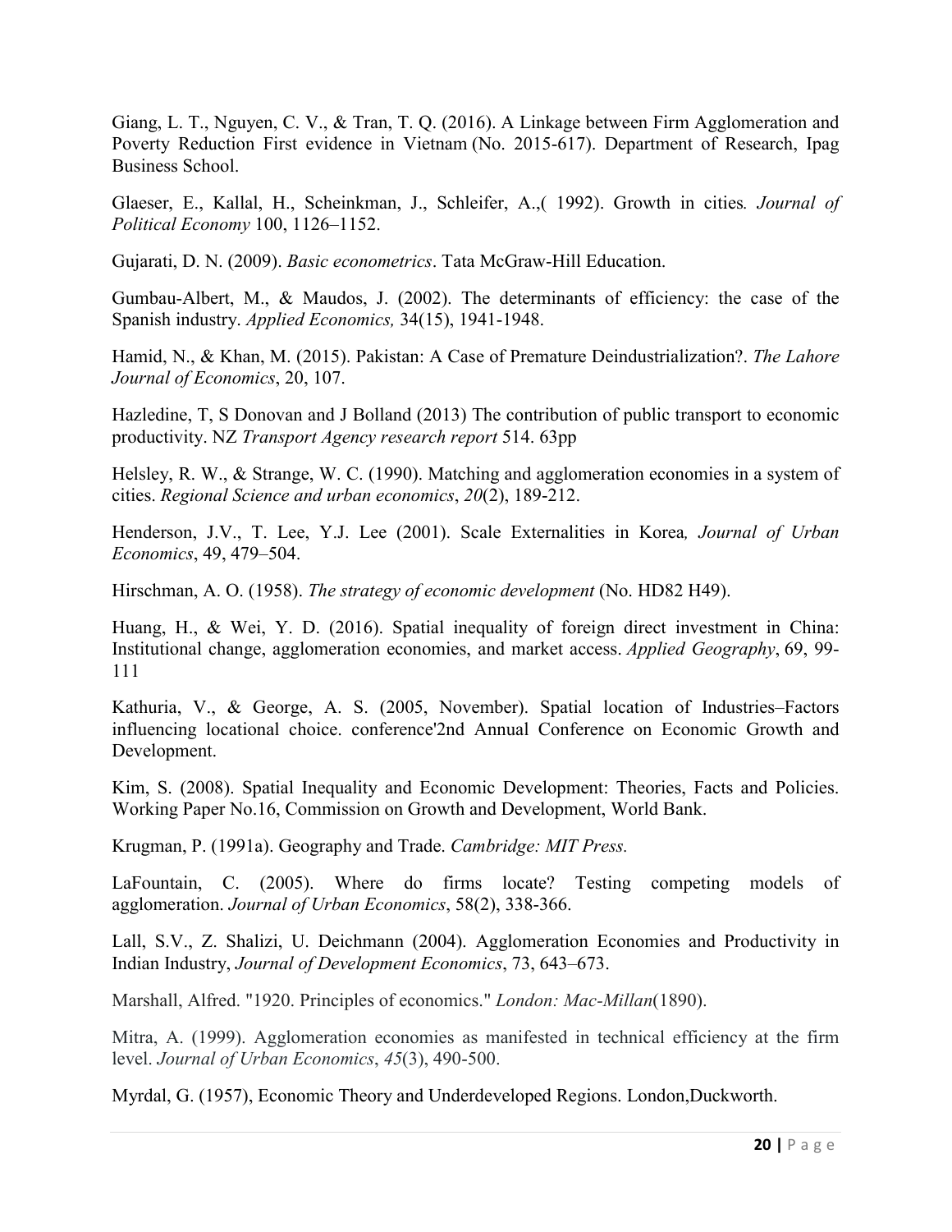Giang, L. T., Nguyen, C. V., & Tran, T. Q. (2016). A Linkage between Firm Agglomeration and Poverty Reduction First evidence in Vietnam (No. 2015-617). Department of Research, Ipag Business School.

Glaeser, E., Kallal, H., Scheinkman, J., Schleifer, A.,( 1992). Growth in cities*. Journal of Political Economy* 100, 1126–1152.

Gujarati, D. N. (2009). *Basic econometrics*. Tata McGraw-Hill Education.

Gumbau-Albert, M., & Maudos, J. (2002). The determinants of efficiency: the case of the Spanish industry. *Applied Economics,* 34(15), 1941-1948.

Hamid, N., & Khan, M. (2015). Pakistan: A Case of Premature Deindustrialization?. *The Lahore Journal of Economics*, 20, 107.

Hazledine, T, S Donovan and J Bolland (2013) The contribution of public transport to economic productivity. NZ *Transport Agency research report* 514. 63pp

Helsley, R. W., & Strange, W. C. (1990). Matching and agglomeration economies in a system of cities. *Regional Science and urban economics*, *20*(2), 189-212.

Henderson, J.V., T. Lee, Y.J. Lee (2001). Scale Externalities in Korea*, Journal of Urban Economics*, 49, 479–504.

Hirschman, A. O. (1958). *The strategy of economic development* (No. HD82 H49).

Huang, H., & Wei, Y. D. (2016). Spatial inequality of foreign direct investment in China: Institutional change, agglomeration economies, and market access. *Applied Geography*, 69, 99-111

Kathuria, V., & George, A. S. (2005, November). Spatial location of Industries–Factors influencing locational choice. conference'2nd Annual Conference on Economic Growth and Development.

Kim, S. (2008). Spatial Inequality and Economic Development: Theories, Facts and Policies. Working Paper No.16, Commission on Growth and Development, World Bank.

Krugman, P. (1991a). Geography and Trade. *Cambridge: MIT Press.*

LaFountain, C. (2005). Where do firms locate? Testing competing models of agglomeration. *Journal of Urban Economics*, 58(2), 338-366.

Lall, S.V., Z. Shalizi, U. Deichmann (2004). Agglomeration Economies and Productivity in Indian Industry, *Journal of Development Economics*, 73, 643–673.

Marshall, Alfred. "1920. Principles of economics." *London: Mac-Millan*(1890).

Mitra, A. (1999). Agglomeration economies as manifested in technical efficiency at the firm level. *Journal of Urban Economics*, *45*(3), 490-500.

Myrdal, G. (1957), Economic Theory and Underdeveloped Regions. London,Duckworth.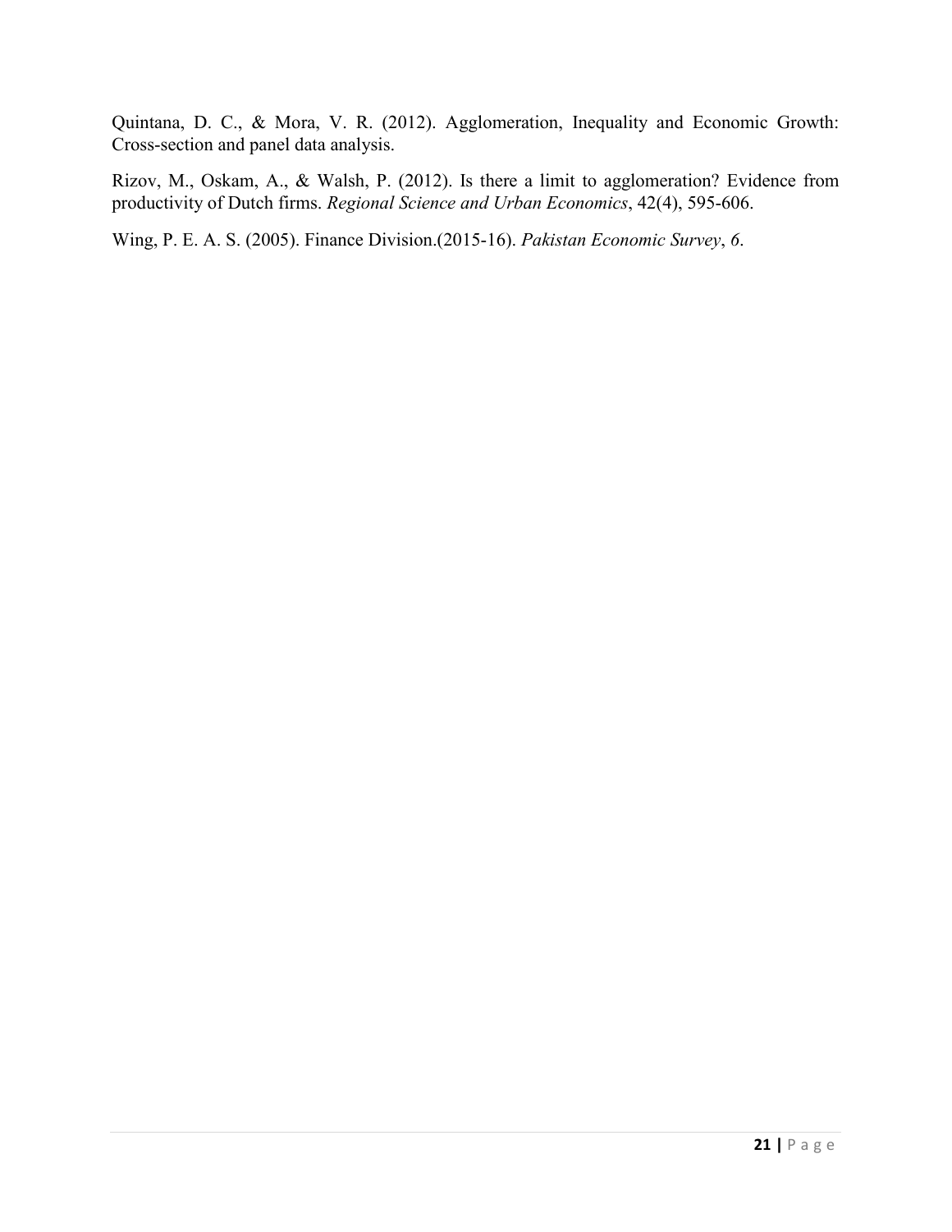Quintana, D. C., & Mora, V. R. (2012). Agglomeration, Inequality and Economic Growth: Cross-section and panel data analysis.

Rizov, M., Oskam, A., & Walsh, P. (2012). Is there a limit to agglomeration? Evidence from productivity of Dutch firms. *Regional Science and Urban Economics*, 42(4), 595-606.

Wing, P. E. A. S. (2005). Finance Division.(2015-16). *Pakistan Economic Survey*, *6*.